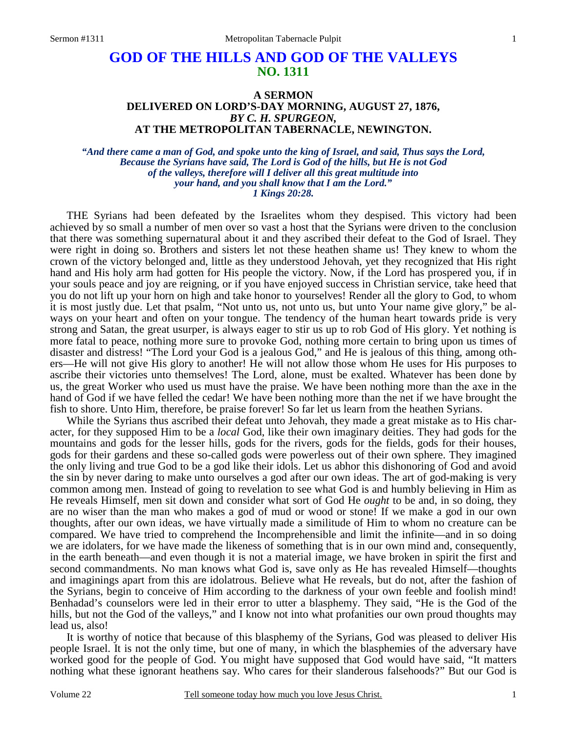# GOD OF THE HILLS AND GOD OF THE VALLEYS
## NO. 1311

### A SERMON
### DELIVERED ON LORD'S-DAY MORNING, AUGUST 27, 1876,
### *BY C. H. SPURGEON,*
### AT THE METROPOLITAN TABERNACLE, NEWINGTON.

***"And there came a man of God, and spoke unto the king of Israel, and said, Thus says the Lord, Because the Syrians have said, The Lord is God of the hills, but He is not God of the valleys, therefore will I deliver all this great multitude into your hand, and you shall know that I am the Lord." 1 Kings 20:28.***

THE Syrians had been defeated by the Israelites whom they despised. This victory had been achieved by so small a number of men over so vast a host that the Syrians were driven to the conclusion that there was something supernatural about it and they ascribed their defeat to the God of Israel. They were right in doing so. Brothers and sisters let not these heathen shame us! They knew to whom the crown of the victory belonged and, little as they understood Jehovah, yet they recognized that His right hand and His holy arm had gotten for His people the victory. Now, if the Lord has prospered you, if in your souls peace and joy are reigning, or if you have enjoyed success in Christian service, take heed that you do not lift up your horn on high and take honor to yourselves! Render all the glory to God, to whom it is most justly due. Let that psalm, "Not unto us, not unto us, but unto Your name give glory," be always on your heart and often on your tongue. The tendency of the human heart towards pride is very strong and Satan, the great usurper, is always eager to stir us up to rob God of His glory. Yet nothing is more fatal to peace, nothing more sure to provoke God, nothing more certain to bring upon us times of disaster and distress! "The Lord your God is a jealous God," and He is jealous of this thing, among others—He will not give His glory to another! He will not allow those whom He uses for His purposes to ascribe their victories unto themselves! The Lord, alone, must be exalted. Whatever has been done by us, the great Worker who used us must have the praise. We have been nothing more than the axe in the hand of God if we have felled the cedar! We have been nothing more than the net if we have brought the fish to shore. Unto Him, therefore, be praise forever! So far let us learn from the heathen Syrians.

While the Syrians thus ascribed their defeat unto Jehovah, they made a great mistake as to His character, for they supposed Him to be a *local* God, like their own imaginary deities. They had gods for the mountains and gods for the lesser hills, gods for the rivers, gods for the fields, gods for their houses, gods for their gardens and these so-called gods were powerless out of their own sphere. They imagined the only living and true God to be a god like their idols. Let us abhor this dishonoring of God and avoid the sin by never daring to make unto ourselves a god after our own ideas. The art of god-making is very common among men. Instead of going to revelation to see what God is and humbly believing in Him as He reveals Himself, men sit down and consider what sort of God He *ought* to be and, in so doing, they are no wiser than the man who makes a god of mud or wood or stone! If we make a god in our own thoughts, after our own ideas, we have virtually made a similitude of Him to whom no creature can be compared. We have tried to comprehend the Incomprehensible and limit the infinite—and in so doing we are idolaters, for we have made the likeness of something that is in our own mind and, consequently, in the earth beneath—and even though it is not a material image, we have broken in spirit the first and second commandments. No man knows what God is, save only as He has revealed Himself—thoughts and imaginings apart from this are idolatrous. Believe what He reveals, but do not, after the fashion of the Syrians, begin to conceive of Him according to the darkness of your own feeble and foolish mind! Benhadad's counselors were led in their error to utter a blasphemy. They said, "He is the God of the hills, but not the God of the valleys," and I know not into what profanities our own proud thoughts may lead us, also!

It is worthy of notice that because of this blasphemy of the Syrians, God was pleased to deliver His people Israel. It is not the only time, but one of many, in which the blasphemies of the adversary have worked good for the people of God. You might have supposed that God would have said, "It matters nothing what these ignorant heathens say. Who cares for their slanderous falsehoods?" But our God is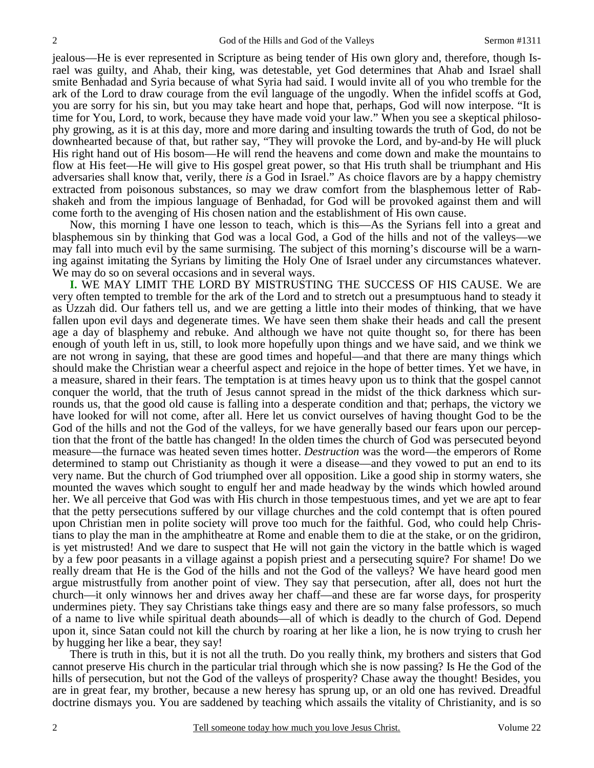jealous—He is ever represented in Scripture as being tender of His own glory and, therefore, though Israel was guilty, and Ahab, their king, was detestable, yet God determines that Ahab and Israel shall smite Benhadad and Syria because of what Syria had said. I would invite all of you who tremble for the ark of the Lord to draw courage from the evil language of the ungodly. When the infidel scoffs at God, you are sorry for his sin, but you may take heart and hope that, perhaps, God will now interpose. "It is time for You, Lord, to work, because they have made void your law." When you see a skeptical philosophy growing, as it is at this day, more and more daring and insulting towards the truth of God, do not be downhearted because of that, but rather say, "They will provoke the Lord, and by-and-by He will pluck His right hand out of His bosom—He will rend the heavens and come down and make the mountains to flow at His feet—He will give to His gospel great power, so that His truth shall be triumphant and His adversaries shall know that, verily, there *is* a God in Israel." As choice flavors are by a happy chemistry extracted from poisonous substances, so may we draw comfort from the blasphemous letter of Rabshakeh and from the impious language of Benhadad, for God will be provoked against them and will come forth to the avenging of His chosen nation and the establishment of His own cause.

Now, this morning I have one lesson to teach, which is this—As the Syrians fell into a great and blasphemous sin by thinking that God was a local God, a God of the hills and not of the valleys—we may fall into much evil by the same surmising. The subject of this morning's discourse will be a warning against imitating the Syrians by limiting the Holy One of Israel under any circumstances whatever. We may do so on several occasions and in several ways.

**I.** WE MAY LIMIT THE LORD BY MISTRUSTING THE SUCCESS OF HIS CAUSE. We are very often tempted to tremble for the ark of the Lord and to stretch out a presumptuous hand to steady it as Uzzah did. Our fathers tell us, and we are getting a little into their modes of thinking, that we have fallen upon evil days and degenerate times. We have seen them shake their heads and call the present age a day of blasphemy and rebuke. And although we have not quite thought so, for there has been enough of youth left in us, still, to look more hopefully upon things and we have said, and we think we are not wrong in saying, that these are good times and hopeful—and that there are many things which should make the Christian wear a cheerful aspect and rejoice in the hope of better times. Yet we have, in a measure, shared in their fears. The temptation is at times heavy upon us to think that the gospel cannot conquer the world, that the truth of Jesus cannot spread in the midst of the thick darkness which surrounds us, that the good old cause is falling into a desperate condition and that; perhaps, the victory we have looked for will not come, after all. Here let us convict ourselves of having thought God to be the God of the hills and not the God of the valleys, for we have generally based our fears upon our perception that the front of the battle has changed! In the olden times the church of God was persecuted beyond measure—the furnace was heated seven times hotter. *Destruction* was the word—the emperors of Rome determined to stamp out Christianity as though it were a disease—and they vowed to put an end to its very name. But the church of God triumphed over all opposition. Like a good ship in stormy waters, she mounted the waves which sought to engulf her and made headway by the winds which howled around her. We all perceive that God was with His church in those tempestuous times, and yet we are apt to fear that the petty persecutions suffered by our village churches and the cold contempt that is often poured upon Christian men in polite society will prove too much for the faithful. God, who could help Christians to play the man in the amphitheatre at Rome and enable them to die at the stake, or on the gridiron, is yet mistrusted! And we dare to suspect that He will not gain the victory in the battle which is waged by a few poor peasants in a village against a popish priest and a persecuting squire? For shame! Do we really dream that He is the God of the hills and not the God of the valleys? We have heard good men argue mistrustfully from another point of view. They say that persecution, after all, does not hurt the church—it only winnows her and drives away her chaff—and these are far worse days, for prosperity undermines piety. They say Christians take things easy and there are so many false professors, so much of a name to live while spiritual death abounds—all of which is deadly to the church of God. Depend upon it, since Satan could not kill the church by roaring at her like a lion, he is now trying to crush her by hugging her like a bear, they say!

There is truth in this, but it is not all the truth. Do you really think, my brothers and sisters that God cannot preserve His church in the particular trial through which she is now passing? Is He the God of the hills of persecution, but not the God of the valleys of prosperity? Chase away the thought! Besides, you are in great fear, my brother, because a new heresy has sprung up, or an old one has revived. Dreadful doctrine dismays you. You are saddened by teaching which assails the vitality of Christianity, and is so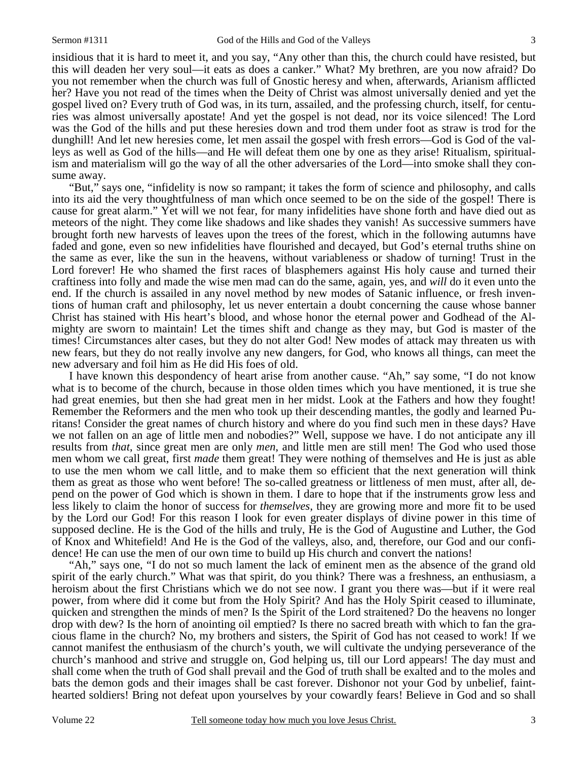insidious that it is hard to meet it, and you say, "Any other than this, the church could have resisted, but this will deaden her very soul—it eats as does a canker." What? My brethren, are you now afraid? Do you not remember when the church was full of Gnostic heresy and when, afterwards, Arianism afflicted her? Have you not read of the times when the Deity of Christ was almost universally denied and yet the gospel lived on? Every truth of God was, in its turn, assailed, and the professing church, itself, for centuries was almost universally apostate! And yet the gospel is not dead, nor its voice silenced! The Lord was the God of the hills and put these heresies down and trod them under foot as straw is trod for the dunghill! And let new heresies come, let men assail the gospel with fresh errors—God is God of the valleys as well as God of the hills—and He will defeat them one by one as they arise! Ritualism, spiritualism and materialism will go the way of all the other adversaries of the Lord—into smoke shall they consume away.

"But," says one, "infidelity is now so rampant; it takes the form of science and philosophy, and calls into its aid the very thoughtfulness of man which once seemed to be on the side of the gospel! There is cause for great alarm." Yet will we not fear, for many infidelities have shone forth and have died out as meteors of the night. They come like shadows and like shades they vanish! As successive summers have brought forth new harvests of leaves upon the trees of the forest, which in the following autumns have faded and gone, even so new infidelities have flourished and decayed, but God's eternal truths shine on the same as ever, like the sun in the heavens, without variableness or shadow of turning! Trust in the Lord forever! He who shamed the first races of blasphemers against His holy cause and turned their craftiness into folly and made the wise men mad can do the same, again, yes, and *will* do it even unto the end. If the church is assailed in any novel method by new modes of Satanic influence, or fresh inventions of human craft and philosophy, let us never entertain a doubt concerning the cause whose banner Christ has stained with His heart's blood, and whose honor the eternal power and Godhead of the Almighty are sworn to maintain! Let the times shift and change as they may, but God is master of the times! Circumstances alter cases, but they do not alter God! New modes of attack may threaten us with new fears, but they do not really involve any new dangers, for God, who knows all things, can meet the new adversary and foil him as He did His foes of old.

I have known this despondency of heart arise from another cause. "Ah," say some, "I do not know what is to become of the church, because in those olden times which you have mentioned, it is true she had great enemies, but then she had great men in her midst. Look at the Fathers and how they fought! Remember the Reformers and the men who took up their descending mantles, the godly and learned Puritans! Consider the great names of church history and where do you find such men in these days? Have we not fallen on an age of little men and nobodies?" Well, suppose we have. I do not anticipate any ill results from *that*, since great men are only *men*, and little men are still men! The God who used those men whom we call great, first *made* them great! They were nothing of themselves and He is just as able to use the men whom we call little, and to make them so efficient that the next generation will think them as great as those who went before! The so-called greatness or littleness of men must, after all, depend on the power of God which is shown in them. I dare to hope that if the instruments grow less and less likely to claim the honor of success for *themselves*, they are growing more and more fit to be used by the Lord our God! For this reason I look for even greater displays of divine power in this time of supposed decline. He is the God of the hills and truly, He is the God of Augustine and Luther, the God of Knox and Whitefield! And He is the God of the valleys, also, and, therefore, our God and our confidence! He can use the men of our own time to build up His church and convert the nations!

"Ah," says one, "I do not so much lament the lack of eminent men as the absence of the grand old spirit of the early church." What was that spirit, do you think? There was a freshness, an enthusiasm, a heroism about the first Christians which we do not see now. I grant you there was—but if it were real power, from where did it come but from the Holy Spirit? And has the Holy Spirit ceased to illuminate, quicken and strengthen the minds of men? Is the Spirit of the Lord straitened? Do the heavens no longer drop with dew? Is the horn of anointing oil emptied? Is there no sacred breath with which to fan the gracious flame in the church? No, my brothers and sisters, the Spirit of God has not ceased to work! If we cannot manifest the enthusiasm of the church's youth, we will cultivate the undying perseverance of the church's manhood and strive and struggle on, God helping us, till our Lord appears! The day must and shall come when the truth of God shall prevail and the God of truth shall be exalted and to the moles and bats the demon gods and their images shall be cast forever. Dishonor not your God by unbelief, faint-hearted soldiers! Bring not defeat upon yourselves by your cowardly fears! Believe in God and so shall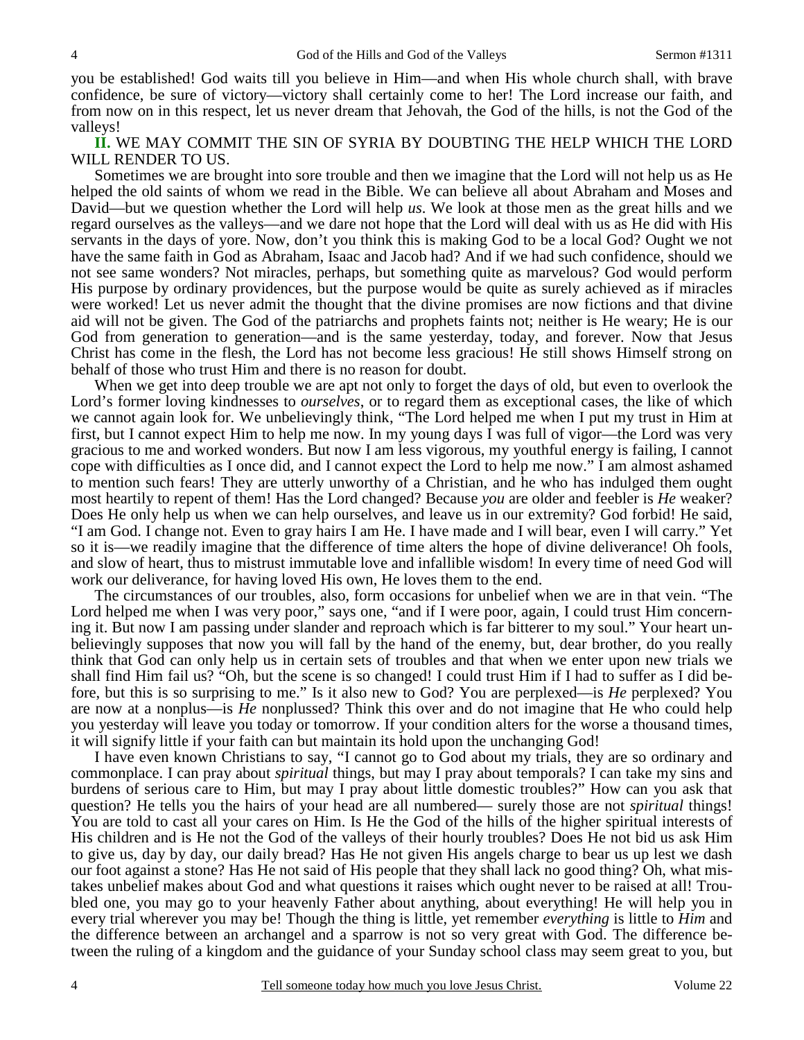you be established! God waits till you believe in Him—and when His whole church shall, with brave confidence, be sure of victory—victory shall certainly come to her! The Lord increase our faith, and from now on in this respect, let us never dream that Jehovah, the God of the hills, is not the God of the valleys!

**II.** WE MAY COMMIT THE SIN OF SYRIA BY DOUBTING THE HELP WHICH THE LORD WILL RENDER TO US.

Sometimes we are brought into sore trouble and then we imagine that the Lord will not help us as He helped the old saints of whom we read in the Bible. We can believe all about Abraham and Moses and David—but we question whether the Lord will help *us*. We look at those men as the great hills and we regard ourselves as the valleys—and we dare not hope that the Lord will deal with us as He did with His servants in the days of yore. Now, don't you think this is making God to be a local God? Ought we not have the same faith in God as Abraham, Isaac and Jacob had? And if we had such confidence, should we not see same wonders? Not miracles, perhaps, but something quite as marvelous? God would perform His purpose by ordinary providences, but the purpose would be quite as surely achieved as if miracles were worked! Let us never admit the thought that the divine promises are now fictions and that divine aid will not be given. The God of the patriarchs and prophets faints not; neither is He weary; He is our God from generation to generation—and is the same yesterday, today, and forever. Now that Jesus Christ has come in the flesh, the Lord has not become less gracious! He still shows Himself strong on behalf of those who trust Him and there is no reason for doubt.

When we get into deep trouble we are apt not only to forget the days of old, but even to overlook the Lord's former loving kindnesses to *ourselves*, or to regard them as exceptional cases, the like of which we cannot again look for. We unbelievingly think, "The Lord helped me when I put my trust in Him at first, but I cannot expect Him to help me now. In my young days I was full of vigor—the Lord was very gracious to me and worked wonders. But now I am less vigorous, my youthful energy is failing, I cannot cope with difficulties as I once did, and I cannot expect the Lord to help me now." I am almost ashamed to mention such fears! They are utterly unworthy of a Christian, and he who has indulged them ought most heartily to repent of them! Has the Lord changed? Because *you* are older and feebler is *He* weaker? Does He only help us when we can help ourselves, and leave us in our extremity? God forbid! He said, "I am God. I change not. Even to gray hairs I am He. I have made and I will bear, even I will carry." Yet so it is—we readily imagine that the difference of time alters the hope of divine deliverance! Oh fools, and slow of heart, thus to mistrust immutable love and infallible wisdom! In every time of need God will work our deliverance, for having loved His own, He loves them to the end.

The circumstances of our troubles, also, form occasions for unbelief when we are in that vein. "The Lord helped me when I was very poor," says one, "and if I were poor, again, I could trust Him concerning it. But now I am passing under slander and reproach which is far bitterer to my soul." Your heart unbelievingly supposes that now you will fall by the hand of the enemy, but, dear brother, do you really think that God can only help us in certain sets of troubles and that when we enter upon new trials we shall find Him fail us? "Oh, but the scene is so changed! I could trust Him if I had to suffer as I did before, but this is so surprising to me." Is it also new to God? You are perplexed—is *He* perplexed? You are now at a nonplus—is *He* nonplussed? Think this over and do not imagine that He who could help you yesterday will leave you today or tomorrow. If your condition alters for the worse a thousand times, it will signify little if your faith can but maintain its hold upon the unchanging God!

I have even known Christians to say, "I cannot go to God about my trials, they are so ordinary and commonplace. I can pray about *spiritual* things, but may I pray about temporals? I can take my sins and burdens of serious care to Him, but may I pray about little domestic troubles?" How can you ask that question? He tells you the hairs of your head are all numbered— surely those are not *spiritual* things! You are told to cast all your cares on Him. Is He the God of the hills of the higher spiritual interests of His children and is He not the God of the valleys of their hourly troubles? Does He not bid us ask Him to give us, day by day, our daily bread? Has He not given His angels charge to bear us up lest we dash our foot against a stone? Has He not said of His people that they shall lack no good thing? Oh, what mistakes unbelief makes about God and what questions it raises which ought never to be raised at all! Troubled one, you may go to your heavenly Father about anything, about everything! He will help you in every trial wherever you may be! Though the thing is little, yet remember *everything* is little to *Him* and the difference between an archangel and a sparrow is not so very great with God. The difference between the ruling of a kingdom and the guidance of your Sunday school class may seem great to you, but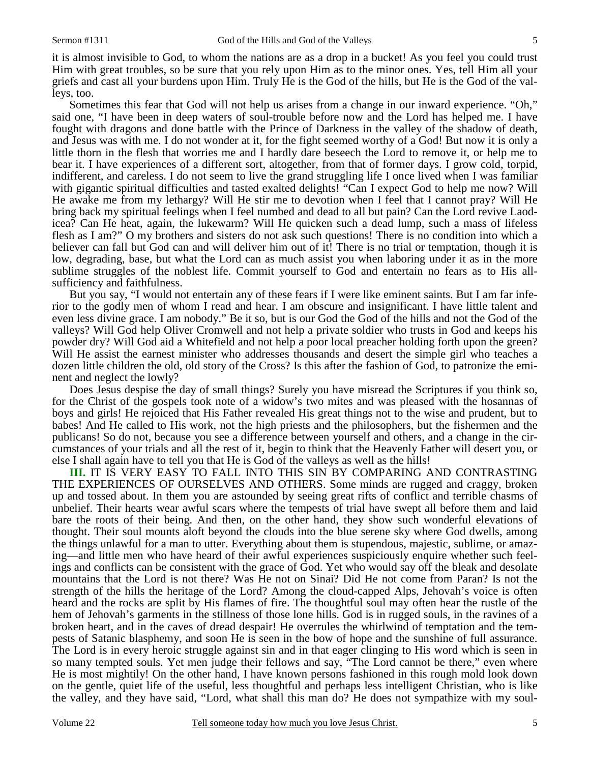it is almost invisible to God, to whom the nations are as a drop in a bucket! As you feel you could trust Him with great troubles, so be sure that you rely upon Him as to the minor ones. Yes, tell Him all your griefs and cast all your burdens upon Him. Truly He is the God of the hills, but He is the God of the valleys, too.

Sometimes this fear that God will not help us arises from a change in our inward experience. "Oh," said one, "I have been in deep waters of soul-trouble before now and the Lord has helped me. I have fought with dragons and done battle with the Prince of Darkness in the valley of the shadow of death, and Jesus was with me. I do not wonder at it, for the fight seemed worthy of a God! But now it is only a little thorn in the flesh that worries me and I hardly dare beseech the Lord to remove it, or help me to bear it. I have experiences of a different sort, altogether, from that of former days. I grow cold, torpid, indifferent, and careless. I do not seem to live the grand struggling life I once lived when I was familiar with gigantic spiritual difficulties and tasted exalted delights! "Can I expect God to help me now? Will He awake me from my lethargy? Will He stir me to devotion when I feel that I cannot pray? Will He bring back my spiritual feelings when I feel numbed and dead to all but pain? Can the Lord revive Laodicea? Can He heat, again, the lukewarm? Will He quicken such a dead lump, such a mass of lifeless flesh as I am?" O my brothers and sisters do not ask such questions! There is no condition into which a believer can fall but God can and will deliver him out of it! There is no trial or temptation, though it is low, degrading, base, but what the Lord can as much assist you when laboring under it as in the more sublime struggles of the noblest life. Commit yourself to God and entertain no fears as to His all-sufficiency and faithfulness.

But you say, "I would not entertain any of these fears if I were like eminent saints. But I am far inferior to the godly men of whom I read and hear. I am obscure and insignificant. I have little talent and even less divine grace. I am nobody." Be it so, but is our God the God of the hills and not the God of the valleys? Will God help Oliver Cromwell and not help a private soldier who trusts in God and keeps his powder dry? Will God aid a Whitefield and not help a poor local preacher holding forth upon the green? Will He assist the earnest minister who addresses thousands and desert the simple girl who teaches a dozen little children the old, old story of the Cross? Is this after the fashion of God, to patronize the eminent and neglect the lowly?

Does Jesus despise the day of small things? Surely you have misread the Scriptures if you think so, for the Christ of the gospels took note of a widow's two mites and was pleased with the hosannas of boys and girls! He rejoiced that His Father revealed His great things not to the wise and prudent, but to babes! And He called to His work, not the high priests and the philosophers, but the fishermen and the publicans! So do not, because you see a difference between yourself and others, and a change in the circumstances of your trials and all the rest of it, begin to think that the Heavenly Father will desert you, or else I shall again have to tell you that He is God of the valleys as well as the hills!

**III.** IT IS VERY EASY TO FALL INTO THIS SIN BY COMPARING AND CONTRASTING THE EXPERIENCES OF OURSELVES AND OTHERS. Some minds are rugged and craggy, broken up and tossed about. In them you are astounded by seeing great rifts of conflict and terrible chasms of unbelief. Their hearts wear awful scars where the tempests of trial have swept all before them and laid bare the roots of their being. And then, on the other hand, they show such wonderful elevations of thought. Their soul mounts aloft beyond the clouds into the blue serene sky where God dwells, among the things unlawful for a man to utter. Everything about them is stupendous, majestic, sublime, or amazing—and little men who have heard of their awful experiences suspiciously enquire whether such feelings and conflicts can be consistent with the grace of God. Yet who would say off the bleak and desolate mountains that the Lord is not there? Was He not on Sinai? Did He not come from Paran? Is not the strength of the hills the heritage of the Lord? Among the cloud-capped Alps, Jehovah's voice is often heard and the rocks are split by His flames of fire. The thoughtful soul may often hear the rustle of the hem of Jehovah's garments in the stillness of those lone hills. God is in rugged souls, in the ravines of a broken heart, and in the caves of dread despair! He overrules the whirlwind of temptation and the tempests of Satanic blasphemy, and soon He is seen in the bow of hope and the sunshine of full assurance. The Lord is in every heroic struggle against sin and in that eager clinging to His word which is seen in so many tempted souls. Yet men judge their fellows and say, "The Lord cannot be there," even where He is most mightily! On the other hand, I have known persons fashioned in this rough mold look down on the gentle, quiet life of the useful, less thoughtful and perhaps less intelligent Christian, who is like the valley, and they have said, "Lord, what shall this man do? He does not sympathize with my soul-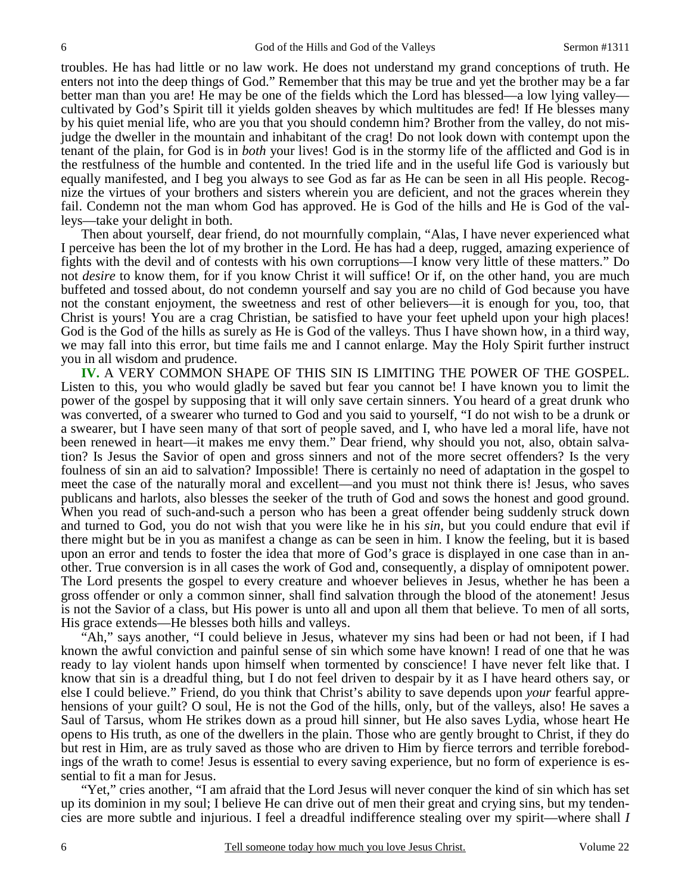troubles. He has had little or no law work. He does not understand my grand conceptions of truth. He enters not into the deep things of God." Remember that this may be true and yet the brother may be a far better man than you are! He may be one of the fields which the Lord has blessed—a low lying valley—cultivated by God's Spirit till it yields golden sheaves by which multitudes are fed! If He blesses many by his quiet menial life, who are you that you should condemn him? Brother from the valley, do not misjudge the dweller in the mountain and inhabitant of the crag! Do not look down with contempt upon the tenant of the plain, for God is in *both* your lives! God is in the stormy life of the afflicted and God is in the restfulness of the humble and contented. In the tried life and in the useful life God is variously but equally manifested, and I beg you always to see God as far as He can be seen in all His people. Recognize the virtues of your brothers and sisters wherein you are deficient, and not the graces wherein they fail. Condemn not the man whom God has approved. He is God of the hills and He is God of the valleys—take your delight in both.

Then about yourself, dear friend, do not mournfully complain, "Alas, I have never experienced what I perceive has been the lot of my brother in the Lord. He has had a deep, rugged, amazing experience of fights with the devil and of contests with his own corruptions—I know very little of these matters." Do not *desire* to know them, for if you know Christ it will suffice! Or if, on the other hand, you are much buffeted and tossed about, do not condemn yourself and say you are no child of God because you have not the constant enjoyment, the sweetness and rest of other believers—it is enough for you, too, that Christ is yours! You are a crag Christian, be satisfied to have your feet upheld upon your high places! God is the God of the hills as surely as He is God of the valleys. Thus I have shown how, in a third way, we may fall into this error, but time fails me and I cannot enlarge. May the Holy Spirit further instruct you in all wisdom and prudence.

**IV.** A VERY COMMON SHAPE OF THIS SIN IS LIMITING THE POWER OF THE GOSPEL. Listen to this, you who would gladly be saved but fear you cannot be! I have known you to limit the power of the gospel by supposing that it will only save certain sinners. You heard of a great drunk who was converted, of a swearer who turned to God and you said to yourself, "I do not wish to be a drunk or a swearer, but I have seen many of that sort of people saved, and I, who have led a moral life, have not been renewed in heart—it makes me envy them." Dear friend, why should you not, also, obtain salvation? Is Jesus the Savior of open and gross sinners and not of the more secret offenders? Is the very foulness of sin an aid to salvation? Impossible! There is certainly no need of adaptation in the gospel to meet the case of the naturally moral and excellent—and you must not think there is! Jesus, who saves publicans and harlots, also blesses the seeker of the truth of God and sows the honest and good ground. When you read of such-and-such a person who has been a great offender being suddenly struck down and turned to God, you do not wish that you were like he in his *sin*, but you could endure that evil if there might but be in you as manifest a change as can be seen in him. I know the feeling, but it is based upon an error and tends to foster the idea that more of God's grace is displayed in one case than in another. True conversion is in all cases the work of God and, consequently, a display of omnipotent power. The Lord presents the gospel to every creature and whoever believes in Jesus, whether he has been a gross offender or only a common sinner, shall find salvation through the blood of the atonement! Jesus is not the Savior of a class, but His power is unto all and upon all them that believe. To men of all sorts, His grace extends—He blesses both hills and valleys.

"Ah," says another, "I could believe in Jesus, whatever my sins had been or had not been, if I had known the awful conviction and painful sense of sin which some have known! I read of one that he was ready to lay violent hands upon himself when tormented by conscience! I have never felt like that. I know that sin is a dreadful thing, but I do not feel driven to despair by it as I have heard others say, or else I could believe." Friend, do you think that Christ's ability to save depends upon *your* fearful apprehensions of your guilt? O soul, He is not the God of the hills, only, but of the valleys, also! He saves a Saul of Tarsus, whom He strikes down as a proud hill sinner, but He also saves Lydia, whose heart He opens to His truth, as one of the dwellers in the plain. Those who are gently brought to Christ, if they do but rest in Him, are as truly saved as those who are driven to Him by fierce terrors and terrible forebodings of the wrath to come! Jesus is essential to every saving experience, but no form of experience is essential to fit a man for Jesus.

"Yet," cries another, "I am afraid that the Lord Jesus will never conquer the kind of sin which has set up its dominion in my soul; I believe He can drive out of men their great and crying sins, but my tendencies are more subtle and injurious. I feel a dreadful indifference stealing over my spirit—where shall *I*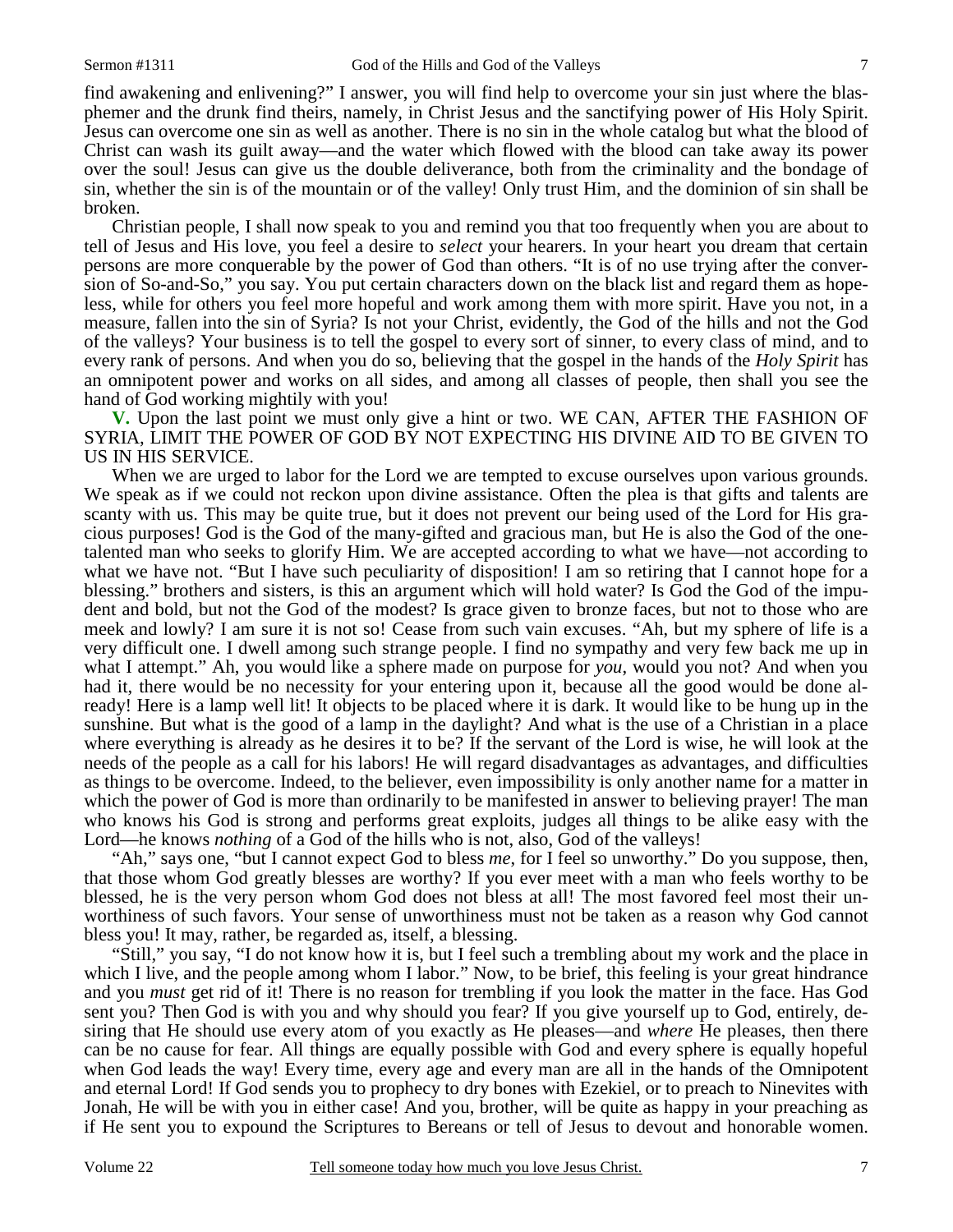find awakening and enlivening?" I answer, you will find help to overcome your sin just where the blasphemer and the drunk find theirs, namely, in Christ Jesus and the sanctifying power of His Holy Spirit. Jesus can overcome one sin as well as another. There is no sin in the whole catalog but what the blood of Christ can wash its guilt away—and the water which flowed with the blood can take away its power over the soul! Jesus can give us the double deliverance, both from the criminality and the bondage of sin, whether the sin is of the mountain or of the valley! Only trust Him, and the dominion of sin shall be broken.

Christian people, I shall now speak to you and remind you that too frequently when you are about to tell of Jesus and His love, you feel a desire to *select* your hearers. In your heart you dream that certain persons are more conquerable by the power of God than others. "It is of no use trying after the conversion of So-and-So," you say. You put certain characters down on the black list and regard them as hopeless, while for others you feel more hopeful and work among them with more spirit. Have you not, in a measure, fallen into the sin of Syria? Is not your Christ, evidently, the God of the hills and not the God of the valleys? Your business is to tell the gospel to every sort of sinner, to every class of mind, and to every rank of persons. And when you do so, believing that the gospel in the hands of the *Holy Spirit* has an omnipotent power and works on all sides, and among all classes of people, then shall you see the hand of God working mightily with you!

**V.** Upon the last point we must only give a hint or two. WE CAN, AFTER THE FASHION OF SYRIA, LIMIT THE POWER OF GOD BY NOT EXPECTING HIS DIVINE AID TO BE GIVEN TO US IN HIS SERVICE.

When we are urged to labor for the Lord we are tempted to excuse ourselves upon various grounds. We speak as if we could not reckon upon divine assistance. Often the plea is that gifts and talents are scanty with us. This may be quite true, but it does not prevent our being used of the Lord for His gracious purposes! God is the God of the many-gifted and gracious man, but He is also the God of the one-talented man who seeks to glorify Him. We are accepted according to what we have—not according to what we have not. "But I have such peculiarity of disposition! I am so retiring that I cannot hope for a blessing." brothers and sisters, is this an argument which will hold water? Is God the God of the impudent and bold, but not the God of the modest? Is grace given to bronze faces, but not to those who are meek and lowly? I am sure it is not so! Cease from such vain excuses. "Ah, but my sphere of life is a very difficult one. I dwell among such strange people. I find no sympathy and very few back me up in what I attempt." Ah, you would like a sphere made on purpose for *you*, would you not? And when you had it, there would be no necessity for your entering upon it, because all the good would be done already! Here is a lamp well lit! It objects to be placed where it is dark. It would like to be hung up in the sunshine. But what is the good of a lamp in the daylight? And what is the use of a Christian in a place where everything is already as he desires it to be? If the servant of the Lord is wise, he will look at the needs of the people as a call for his labors! He will regard disadvantages as advantages, and difficulties as things to be overcome. Indeed, to the believer, even impossibility is only another name for a matter in which the power of God is more than ordinarily to be manifested in answer to believing prayer! The man who knows his God is strong and performs great exploits, judges all things to be alike easy with the Lord—he knows *nothing* of a God of the hills who is not, also, God of the valleys!

"Ah," says one, "but I cannot expect God to bless *me*, for I feel so unworthy." Do you suppose, then, that those whom God greatly blesses are worthy? If you ever meet with a man who feels worthy to be blessed, he is the very person whom God does not bless at all! The most favored feel most their unworthiness of such favors. Your sense of unworthiness must not be taken as a reason why God cannot bless you! It may, rather, be regarded as, itself, a blessing.

"Still," you say, "I do not know how it is, but I feel such a trembling about my work and the place in which I live, and the people among whom I labor." Now, to be brief, this feeling is your great hindrance and you *must* get rid of it! There is no reason for trembling if you look the matter in the face. Has God sent you? Then God is with you and why should you fear? If you give yourself up to God, entirely, desiring that He should use every atom of you exactly as He pleases—and *where* He pleases, then there can be no cause for fear. All things are equally possible with God and every sphere is equally hopeful when God leads the way! Every time, every age and every man are all in the hands of the Omnipotent and eternal Lord! If God sends you to prophecy to dry bones with Ezekiel, or to preach to Ninevites with Jonah, He will be with you in either case! And you, brother, will be quite as happy in your preaching as if He sent you to expound the Scriptures to Bereans or tell of Jesus to devout and honorable women.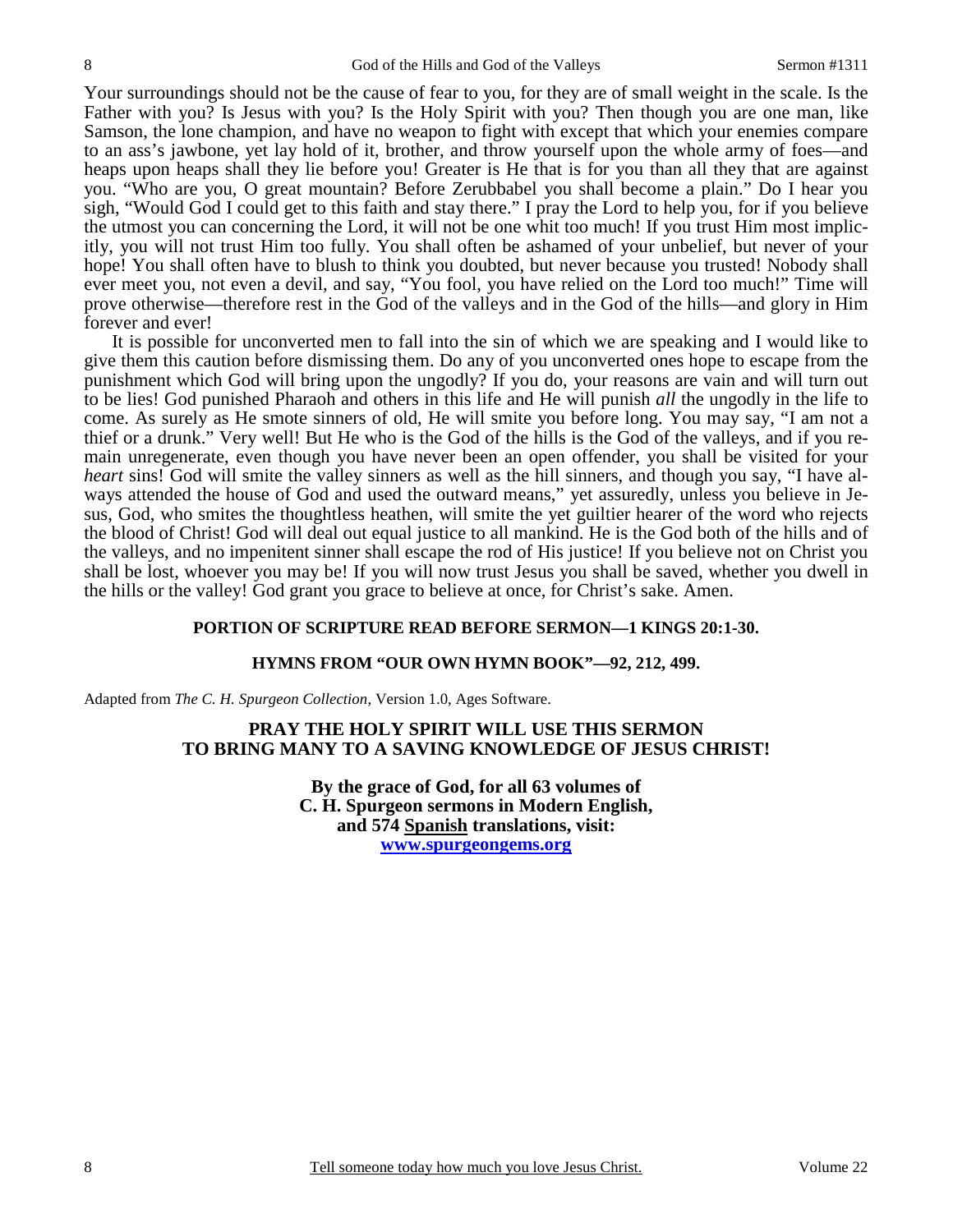Your surroundings should not be the cause of fear to you, for they are of small weight in the scale. Is the Father with you? Is Jesus with you? Is the Holy Spirit with you? Then though you are one man, like Samson, the lone champion, and have no weapon to fight with except that which your enemies compare to an ass's jawbone, yet lay hold of it, brother, and throw yourself upon the whole army of foes—and heaps upon heaps shall they lie before you! Greater is He that is for you than all they that are against you. "Who are you, O great mountain? Before Zerubbabel you shall become a plain." Do I hear you sigh, "Would God I could get to this faith and stay there." I pray the Lord to help you, for if you believe the utmost you can concerning the Lord, it will not be one whit too much! If you trust Him most implicitly, you will not trust Him too fully. You shall often be ashamed of your unbelief, but never of your hope! You shall often have to blush to think you doubted, but never because you trusted! Nobody shall ever meet you, not even a devil, and say, "You fool, you have relied on the Lord too much!" Time will prove otherwise—therefore rest in the God of the valleys and in the God of the hills—and glory in Him forever and ever!

It is possible for unconverted men to fall into the sin of which we are speaking and I would like to give them this caution before dismissing them. Do any of you unconverted ones hope to escape from the punishment which God will bring upon the ungodly? If you do, your reasons are vain and will turn out to be lies! God punished Pharaoh and others in this life and He will punish *all* the ungodly in the life to come. As surely as He smote sinners of old, He will smite you before long. You may say, "I am not a thief or a drunk." Very well! But He who is the God of the hills is the God of the valleys, and if you remain unregenerate, even though you have never been an open offender, you shall be visited for your *heart* sins! God will smite the valley sinners as well as the hill sinners, and though you say, "I have always attended the house of God and used the outward means," yet assuredly, unless you believe in Jesus, God, who smites the thoughtless heathen, will smite the yet guiltier hearer of the word who rejects the blood of Christ! God will deal out equal justice to all mankind. He is the God both of the hills and of the valleys, and no impenitent sinner shall escape the rod of His justice! If you believe not on Christ you shall be lost, whoever you may be! If you will now trust Jesus you shall be saved, whether you dwell in the hills or the valley! God grant you grace to believe at once, for Christ's sake. Amen.

**PORTION OF SCRIPTURE READ BEFORE SERMON—1 KINGS 20:1-30.**

**HYMNS FROM "OUR OWN HYMN BOOK"—92, 212, 499.**

Adapted from *The C. H. Spurgeon Collection*, Version 1.0, Ages Software.

**PRAY THE HOLY SPIRIT WILL USE THIS SERMON TO BRING MANY TO A SAVING KNOWLEDGE OF JESUS CHRIST!**

**By the grace of God, for all 63 volumes of C. H. Spurgeon sermons in Modern English, and 574 Spanish translations, visit: www.spurgeongems.org**